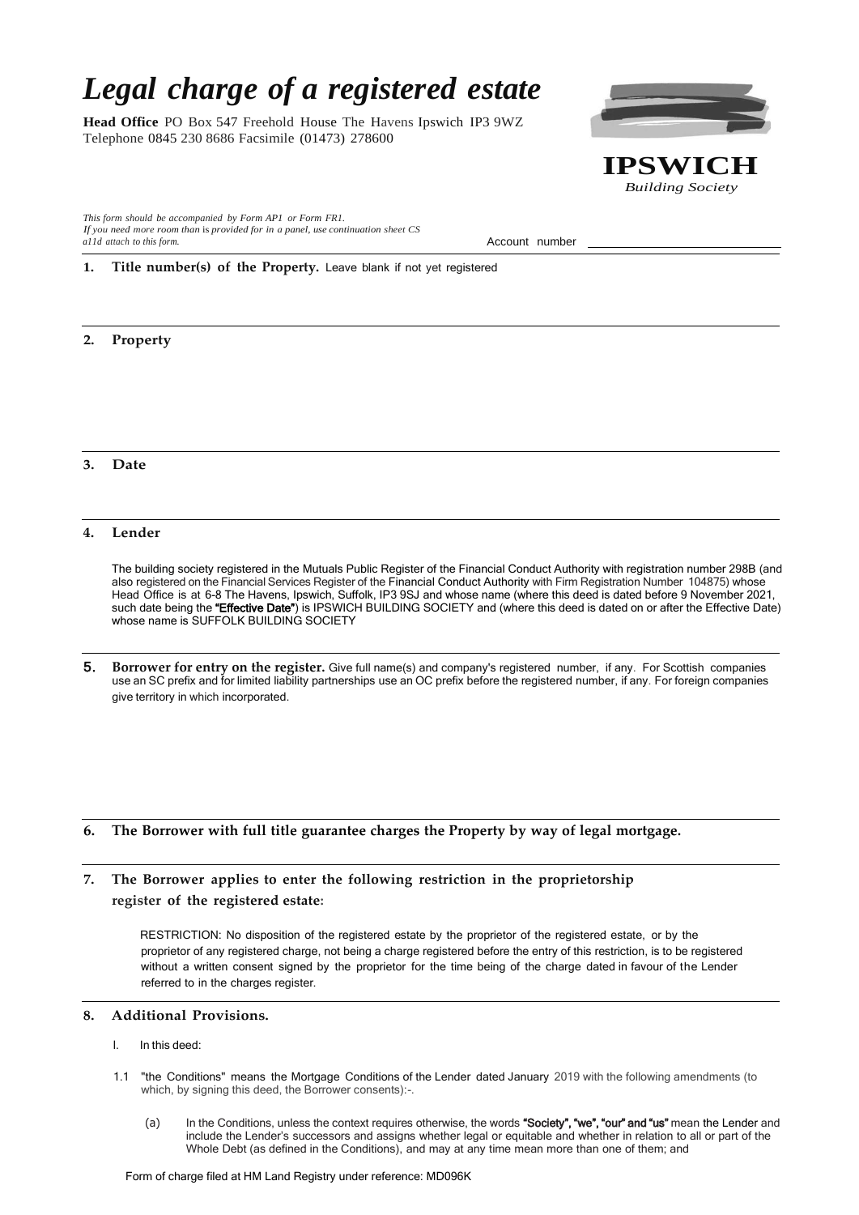# *Legal charge of a registered estate*

**Head Office** PO Box 547 Freehold House The Havens Ipswich IP3 9WZ
Telephone 0845 230 8686 Facsimile (01473) 278600

**IPSWICH**
*Building Society*

*This form should be accompanied by Form AP1 or Form FR1.*
*If you need more room than is provided for in a panel, use continuation sheet CS a11d attach to this form.*

Account number ____________________

**1. Title number(s) of the Property.** Leave blank if not yet registered

**2. Property**

**3. Date**

**4. Lender**

The building society registered in the Mutuals Public Register of the Financial Conduct Authority with registration number 298B (and also registered on the Financial Services Register of the Financial Conduct Authority with Firm Registration Number 104875) whose Head Office is at 6-8 The Havens, Ipswich, Suffolk, IP3 9SJ and whose name (where this deed is dated before 9 November 2021, such date being the **"Effective Date"**) is IPSWICH BUILDING SOCIETY and (where this deed is dated on or after the Effective Date) whose name is SUFFOLK BUILDING SOCIETY

**5. Borrower for entry on the register.** Give full name(s) and company's registered number, if any. For Scottish companies use an SC prefix and for limited liability partnerships use an OC prefix before the registered number, if any. For foreign companies give territory in which incorporated.

**6. The Borrower with full title guarantee charges the Property by way of legal mortgage.**

**7. The Borrower applies to enter the following restriction in the proprietorship register of the registered estate:**

RESTRICTION: No disposition of the registered estate by the proprietor of the registered estate, or by the proprietor of any registered charge, not being a charge registered before the entry of this restriction, is to be registered without a written consent signed by the proprietor for the time being of the charge dated in favour of the Lender referred to in the charges register.

**8. Additional Provisions.**

I. In this deed:

1.1 "the Conditions" means the Mortgage Conditions of the Lender dated January 2019 with the following amendments (to which, by signing this deed, the Borrower consents):-.

(a) In the Conditions, unless the context requires otherwise, the words **"Society", "we", "our" and "us"** mean the Lender and include the Lender's successors and assigns whether legal or equitable and whether in relation to all or part of the Whole Debt (as defined in the Conditions), and may at any time mean more than one of them; and

Form of charge filed at HM Land Registry under reference: MD096K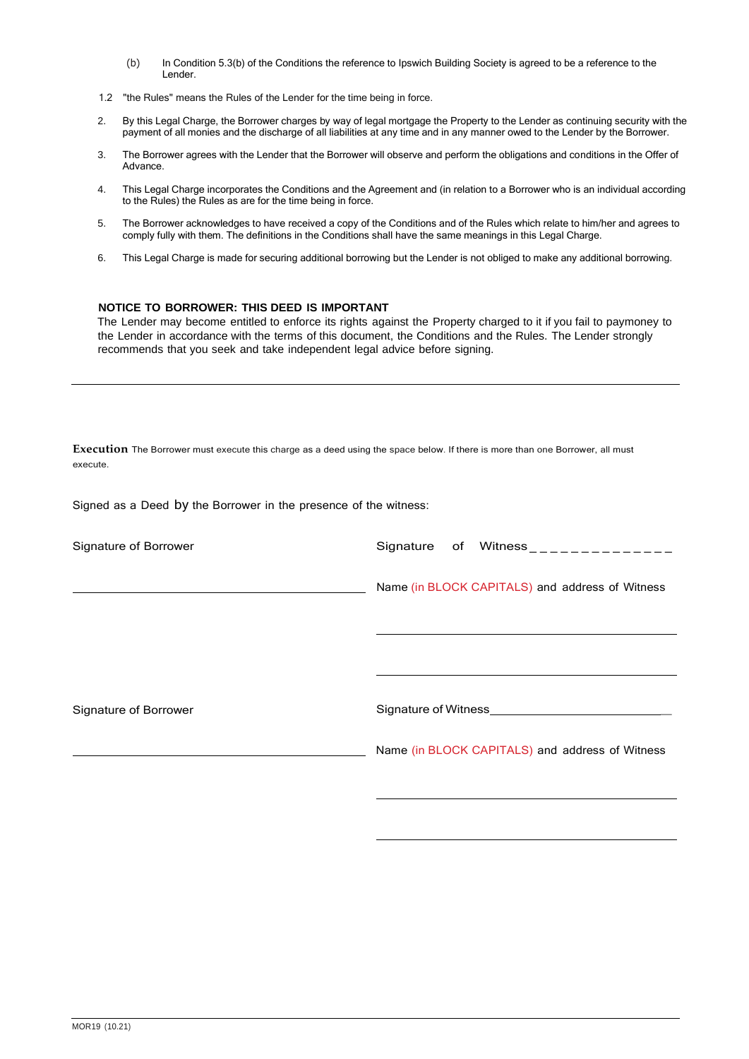(b) In Condition 5.3(b) of the Conditions the reference to Ipswich Building Society is agreed to be a reference to the Lender.

1.2 "the Rules" means the Rules of the Lender for the time being in force.

2. By this Legal Charge, the Borrower charges by way of legal mortgage the Property to the Lender as continuing security with the payment of all monies and the discharge of all liabilities at any time and in any manner owed to the Lender by the Borrower.

3. The Borrower agrees with the Lender that the Borrower will observe and perform the obligations and conditions in the Offer of Advance.

4. This Legal Charge incorporates the Conditions and the Agreement and (in relation to a Borrower who is an individual according to the Rules) the Rules as are for the time being in force.

5. The Borrower acknowledges to have received a copy of the Conditions and of the Rules which relate to him/her and agrees to comply fully with them. The definitions in the Conditions shall have the same meanings in this Legal Charge.

6. This Legal Charge is made for securing additional borrowing but the Lender is not obliged to make any additional borrowing.

**NOTICE TO BORROWER: THIS DEED IS IMPORTANT**

The Lender may become entitled to enforce its rights against the Property charged to it if you fail to paymoney to the Lender in accordance with the terms of this document, the Conditions and the Rules. The Lender strongly recommends that you seek and take independent legal advice before signing.

---

**Execution** The Borrower must execute this charge as a deed using the space below. If there is more than one Borrower, all must execute.

Signed as a Deed by the Borrower in the presence of the witness:

Signature of Borrower

______________________________

Signature of Witness ______________

Name (in BLOCK CAPITALS) and address of Witness

______________________________

______________________________

Signature of Borrower

______________________________

Signature of Witness______________

Name (in BLOCK CAPITALS) and address of Witness

______________________________

______________________________

MOR19 (10.21)